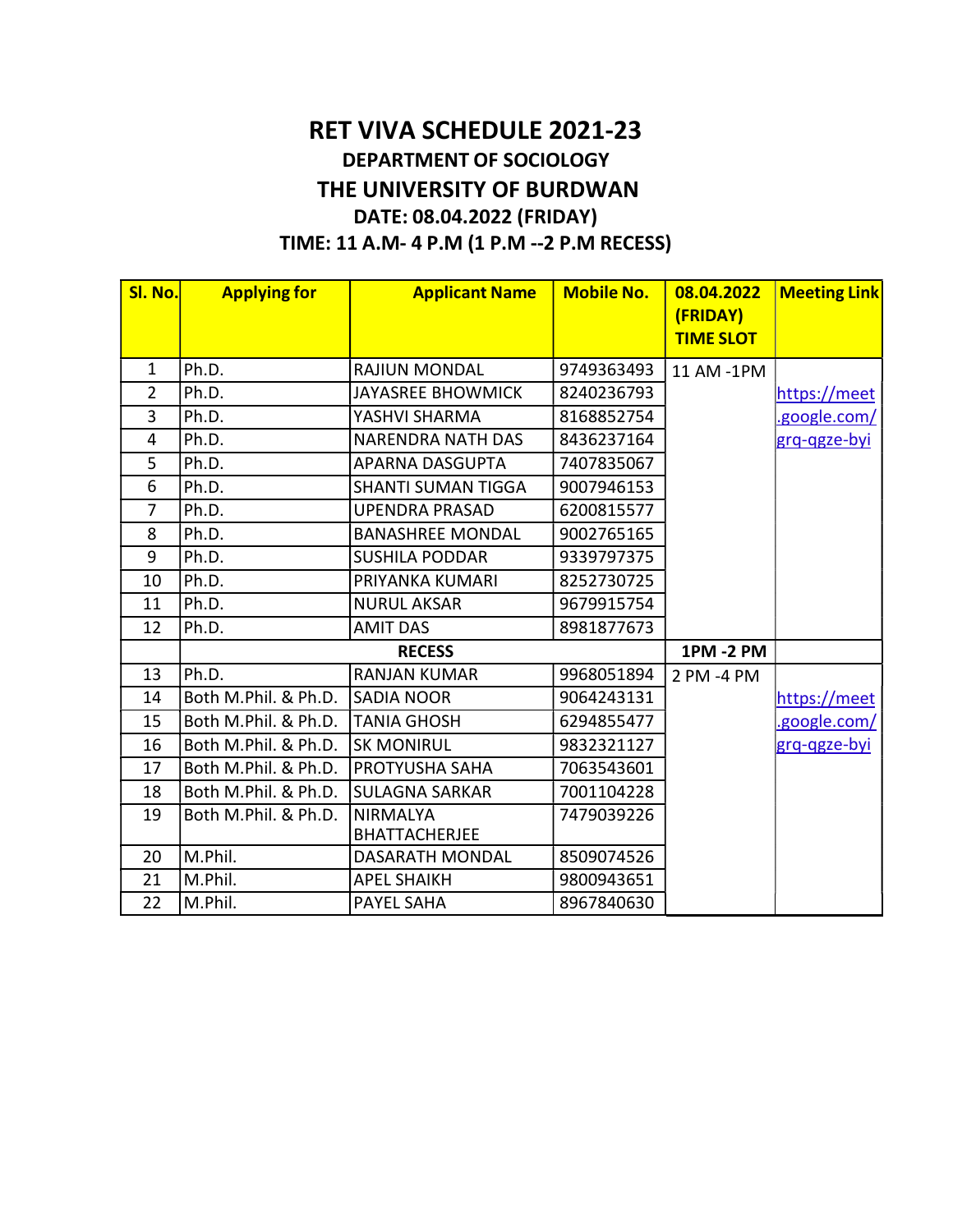# RET VIVA SCHEDULE 2021-23

## DEPARTMENT OF SOCIOLOGY

## THE UNIVERSITY OF BURDWAN

### DATE: 08.04.2022 (FRIDAY)

### TIME: 11 A.M- 4 P.M (1 P.M --2 P.M RECESS)

| Sl. No. | Applying for | Applicant Name | Mobile No. | 08.04.2022 (FRIDAY) TIME SLOT | Meeting Link |
|---|---|---|---|---|---|
| 1 | Ph.D. | RAJIUN MONDAL | 9749363493 | 11 AM -1PM | https://meet.google.com/grq-qgze-byi |
| 2 | Ph.D. | JAYASREE BHOWMICK | 8240236793 | | |
| 3 | Ph.D. | YASHVI SHARMA | 8168852754 | | |
| 4 | Ph.D. | NARENDRA NATH DAS | 8436237164 | | |
| 5 | Ph.D. | APARNA DASGUPTA | 7407835067 | | |
| 6 | Ph.D. | SHANTI SUMAN TIGGA | 9007946153 | | |
| 7 | Ph.D. | UPENDRA PRASAD | 6200815577 | | |
| 8 | Ph.D. | BANASHREE MONDAL | 9002765165 | | |
| 9 | Ph.D. | SUSHILA PODDAR | 9339797375 | | |
| 10 | Ph.D. | PRIYANKA KUMARI | 8252730725 | | |
| 11 | Ph.D. | NURUL AKSAR | 9679915754 | | |
| 12 | Ph.D. | AMIT DAS | 8981877673 | | |
| | RECESS | | | 1PM -2 PM | |
| 13 | Ph.D. | RANJAN KUMAR | 9968051894 | 2 PM -4 PM | https://meet.google.com/grq-qgze-byi |
| 14 | Both M.Phil. & Ph.D. | SADIA NOOR | 9064243131 | | |
| 15 | Both M.Phil. & Ph.D. | TANIA GHOSH | 6294855477 | | |
| 16 | Both M.Phil. & Ph.D. | SK MONIRUL | 9832321127 | | |
| 17 | Both M.Phil. & Ph.D. | PROTYUSHA SAHA | 7063543601 | | |
| 18 | Both M.Phil. & Ph.D. | SULAGNA SARKAR | 7001104228 | | |
| 19 | Both M.Phil. & Ph.D. | NIRMALYA BHATTACHERJEE | 7479039226 | | |
| 20 | M.Phil. | DASARATH MONDAL | 8509074526 | | |
| 21 | M.Phil. | APEL SHAIKH | 9800943651 | | |
| 22 | M.Phil. | PAYEL SAHA | 8967840630 | | |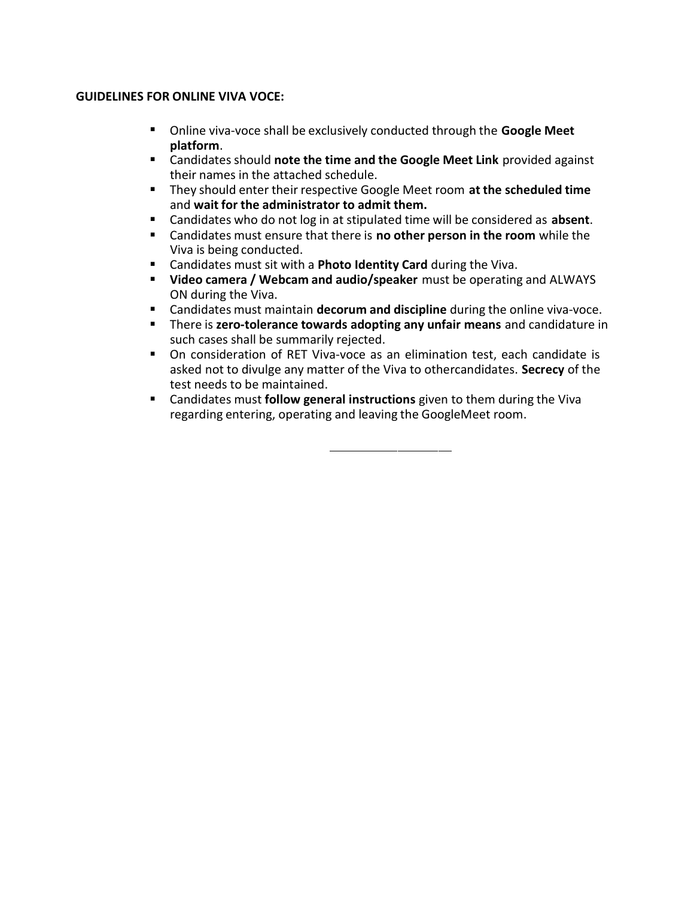**GUIDELINES FOR ONLINE VIVA VOCE:**

- Online viva-voce shall be exclusively conducted through the **Google Meet platform**.
- Candidates should **note the time and the Google Meet Link** provided against their names in the attached schedule.
- They should enter their respective Google Meet room **at the scheduled time** and **wait for the administrator to admit them.**
- Candidates who do not log in at stipulated time will be considered as **absent**.
- Candidates must ensure that there is **no other person in the room** while the Viva is being conducted.
- Candidates must sit with a **Photo Identity Card** during the Viva.
- **Video camera / Webcam and audio/speaker** must be operating and ALWAYS ON during the Viva.
- Candidates must maintain **decorum and discipline** during the online viva-voce.
- There is **zero-tolerance towards adopting any unfair means** and candidature in such cases shall be summarily rejected.
- On consideration of RET Viva-voce as an elimination test, each candidate is asked not to divulge any matter of the Viva to othercandidates. **Secrecy** of the test needs to be maintained.
- Candidates must **follow general instructions** given to them during the Viva regarding entering, operating and leaving the GoogleMeet room.

---